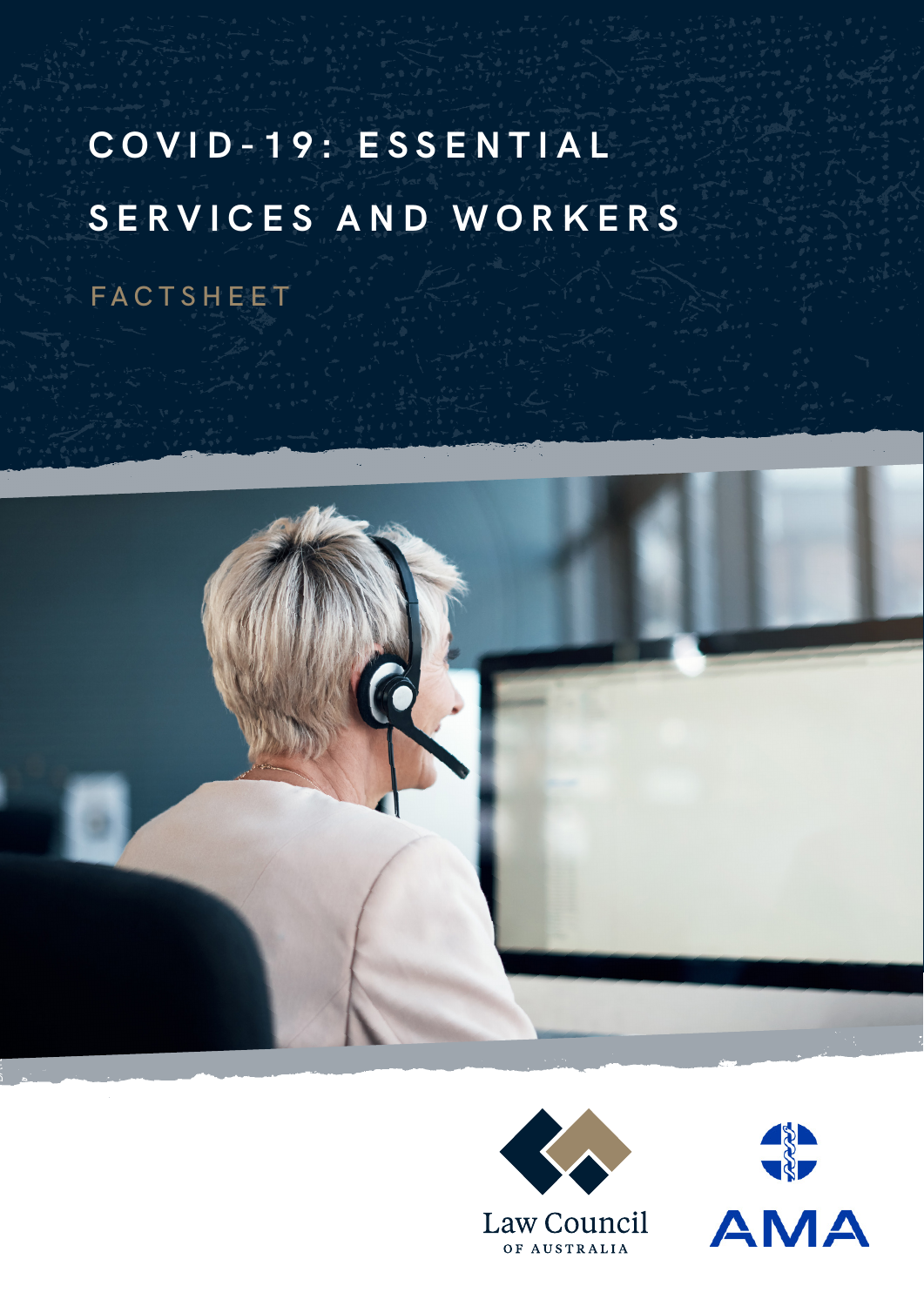# COVID-19: ESSENTIAL SERVICES AND WORKERS

## FACTSHEET

Law Council OF AUSTRALIA

AMA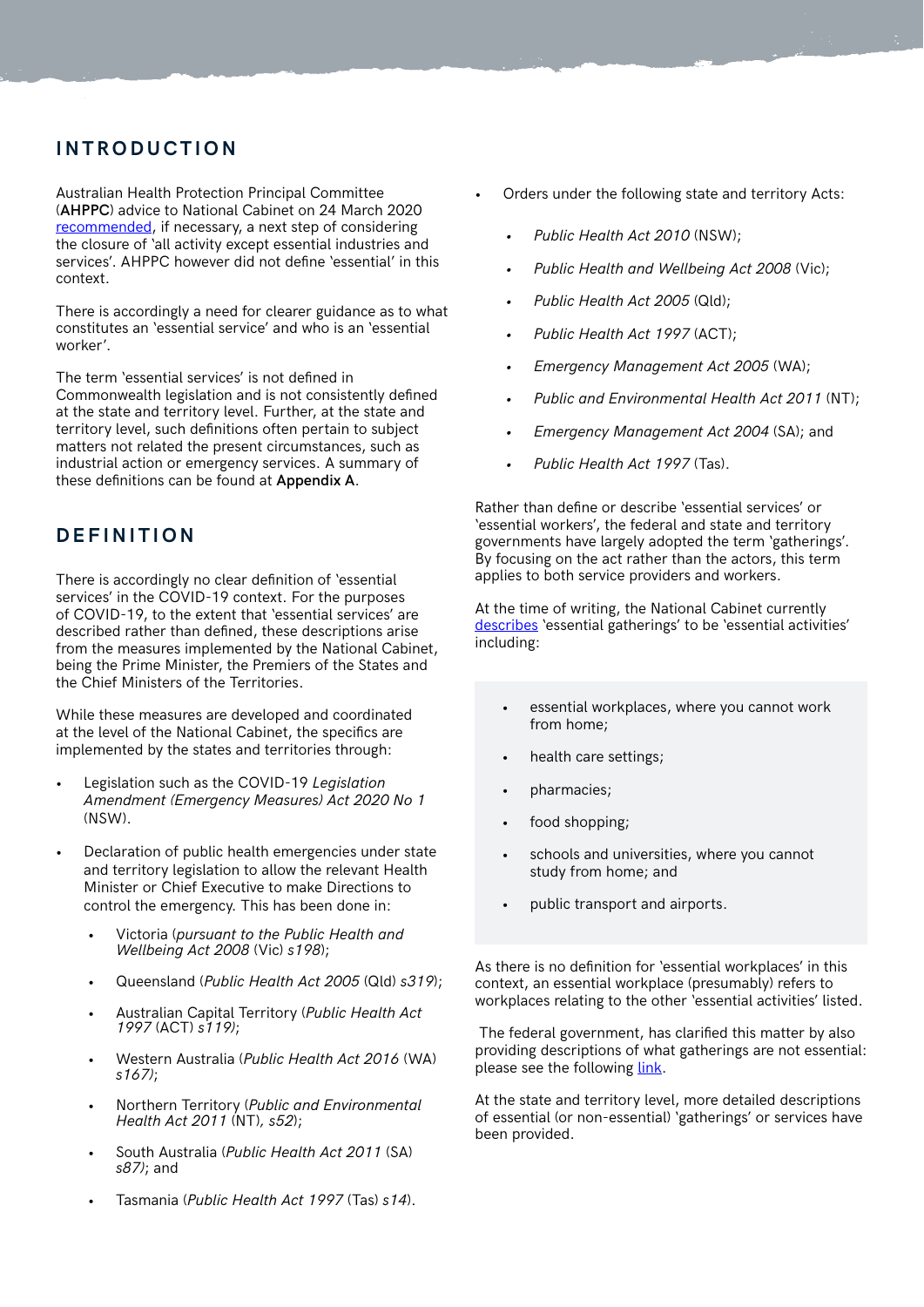## INTRODUCTION

Australian Health Protection Principal Committee (**AHPPC**) advice to National Cabinet on 24 March 2020 recommended, if necessary, a next step of considering the closure of 'all activity except essential industries and services'. AHPPC however did not define 'essential' in this context.

There is accordingly a need for clearer guidance as to what constitutes an 'essential service' and who is an 'essential worker'.

The term 'essential services' is not defined in Commonwealth legislation and is not consistently defined at the state and territory level. Further, at the state and territory level, such definitions often pertain to subject matters not related the present circumstances, such as industrial action or emergency services. A summary of these definitions can be found at **Appendix A**.

## DEFINITION

There is accordingly no clear definition of 'essential services' in the COVID-19 context. For the purposes of COVID-19, to the extent that 'essential services' are described rather than defined, these descriptions arise from the measures implemented by the National Cabinet, being the Prime Minister, the Premiers of the States and the Chief Ministers of the Territories.

While these measures are developed and coordinated at the level of the National Cabinet, the specifics are implemented by the states and territories through:

- Legislation such as the COVID-19 *Legislation Amendment (Emergency Measures) Act 2020 No 1* (NSW).
- Declaration of public health emergencies under state and territory legislation to allow the relevant Health Minister or Chief Executive to make Directions to control the emergency. This has been done in:
  - Victoria (*pursuant to the Public Health and Wellbeing Act 2008* (Vic) *s198*);
  - Queensland (*Public Health Act 2005* (Qld) *s319*);
  - Australian Capital Territory (*Public Health Act 1997* (ACT) *s119)*;
  - Western Australia (*Public Health Act 2016* (WA) *s167)*;
  - Northern Territory (*Public and Environmental Health Act 2011* (NT)*, s52*);
  - South Australia (*Public Health Act 2011* (SA) *s87)*; and
  - Tasmania (*Public Health Act 1997* (Tas) *s14*).
- Orders under the following state and territory Acts:
  - *Public Health Act 2010* (NSW);
  - *Public Health and Wellbeing Act 2008* (Vic);
  - *Public Health Act 2005* (Qld);
  - *Public Health Act 1997* (ACT);
  - *Emergency Management Act 2005* (WA);
  - *Public and Environmental Health Act 2011* (NT);
  - *Emergency Management Act 2004* (SA); and
  - *Public Health Act 1997* (Tas).

Rather than define or describe 'essential services' or 'essential workers', the federal and state and territory governments have largely adopted the term 'gatherings'. By focusing on the act rather than the actors, this term applies to both service providers and workers.

At the time of writing, the National Cabinet currently describes 'essential gatherings' to be 'essential activities' including:

- essential workplaces, where you cannot work from home;
- health care settings;
- pharmacies;
- food shopping;
- schools and universities, where you cannot study from home; and
- public transport and airports.

As there is no definition for 'essential workplaces' in this context, an essential workplace (presumably) refers to workplaces relating to the other 'essential activities' listed.

The federal government, has clarified this matter by also providing descriptions of what gatherings are not essential: please see the following link.

At the state and territory level, more detailed descriptions of essential (or non-essential) 'gatherings' or services have been provided.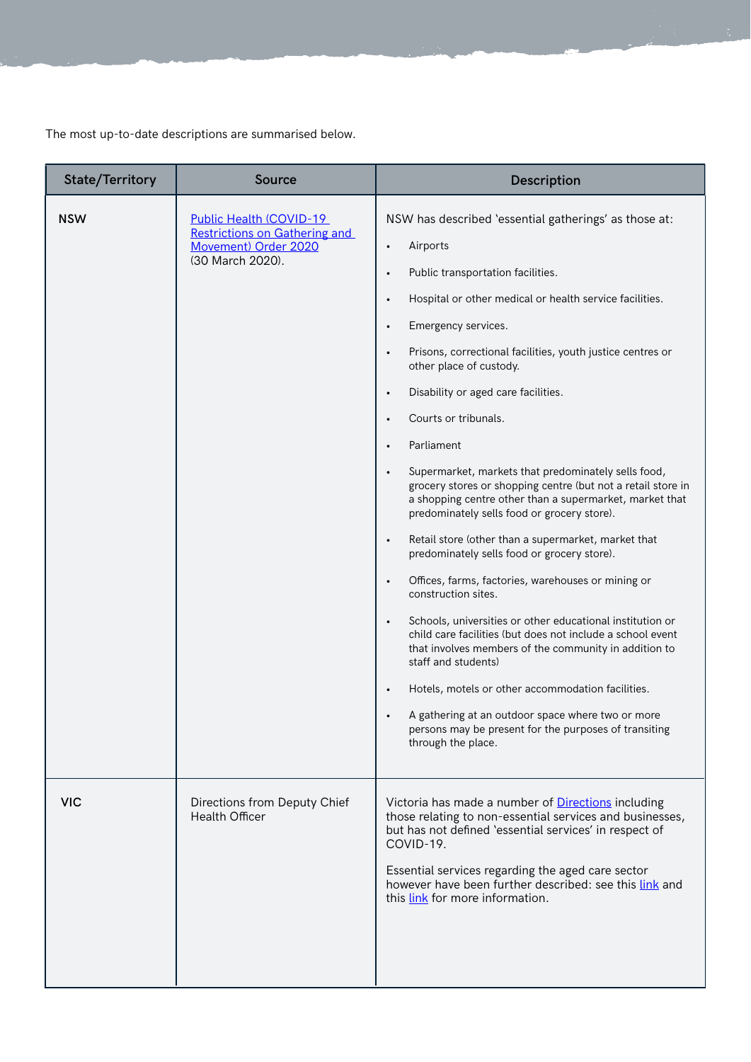The most up-to-date descriptions are summarised below.

| State/Territory | Source | Description |
|---|---|---|
| NSW | Public Health (COVID-19 Restrictions on Gathering and Movement) Order 2020 (30 March 2020). | NSW has described 'essential gatherings' as those at: <br>• Airports <br>• Public transportation facilities. <br>• Hospital or other medical or health service facilities. <br>• Emergency services. <br>• Prisons, correctional facilities, youth justice centres or other place of custody. <br>• Disability or aged care facilities. <br>• Courts or tribunals. <br>• Parliament <br>• Supermarket, markets that predominately sells food, grocery stores or shopping centre (but not a retail store in a shopping centre other than a supermarket, market that predominately sells food or grocery store). <br>• Retail store (other than a supermarket, market that predominately sells food or grocery store). <br>• Offices, farms, factories, warehouses or mining or construction sites. <br>• Schools, universities or other educational institution or child care facilities (but does not include a school event that involves members of the community in addition to staff and students) <br>• Hotels, motels or other accommodation facilities. <br>• A gathering at an outdoor space where two or more persons may be present for the purposes of transiting through the place. |
| VIC | Directions from Deputy Chief Health Officer | Victoria has made a number of Directions including those relating to non-essential services and businesses, but has not defined 'essential services' in respect of COVID-19. <br><br>Essential services regarding the aged care sector however have been further described: see this link and this link for more information. |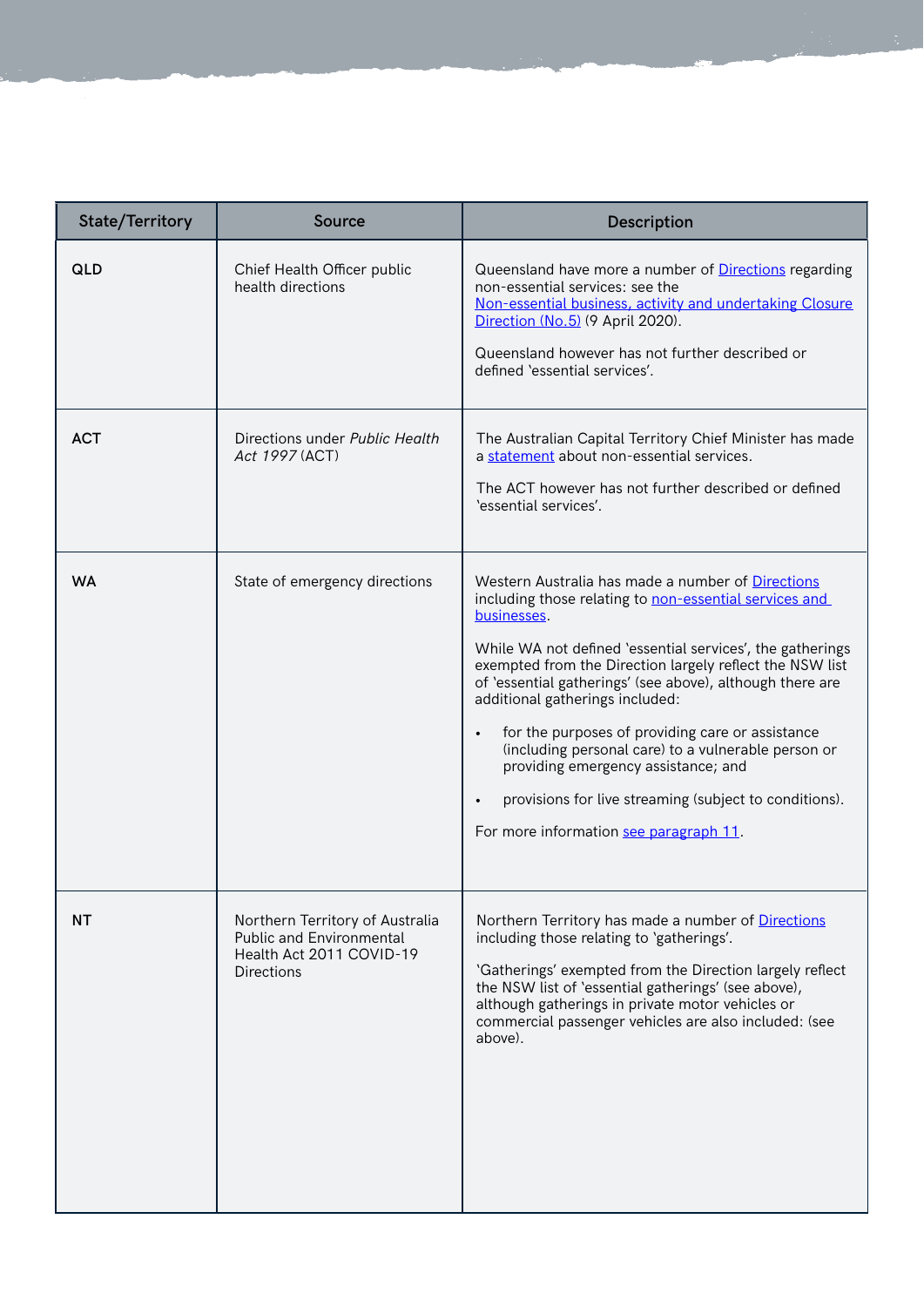| State/Territory | Source | Description |
|---|---|---|
| QLD | Chief Health Officer public health directions | Queensland have more a number of Directions regarding non-essential services: see the Non-essential business, activity and undertaking Closure Direction (No.5) (9 April 2020).<br><br>Queensland however has not further described or defined 'essential services'. |
| ACT | Directions under *Public Health Act 1997* (ACT) | The Australian Capital Territory Chief Minister has made a statement about non-essential services.<br><br>The ACT however has not further described or defined 'essential services'. |
| WA | State of emergency directions | Western Australia has made a number of Directions including those relating to non-essential services and businesses.<br><br>While WA not defined 'essential services', the gatherings exempted from the Direction largely reflect the NSW list of 'essential gatherings' (see above), although there are additional gatherings included:<br><br>• for the purposes of providing care or assistance (including personal care) to a vulnerable person or providing emergency assistance; and<br><br>• provisions for live streaming (subject to conditions).<br><br>For more information see paragraph 11. |
| NT | Northern Territory of Australia Public and Environmental Health Act 2011 COVID-19 Directions | Northern Territory has made a number of Directions including those relating to 'gatherings'.<br><br>'Gatherings' exempted from the Direction largely reflect the NSW list of 'essential gatherings' (see above), although gatherings in private motor vehicles or commercial passenger vehicles are also included: (see above). |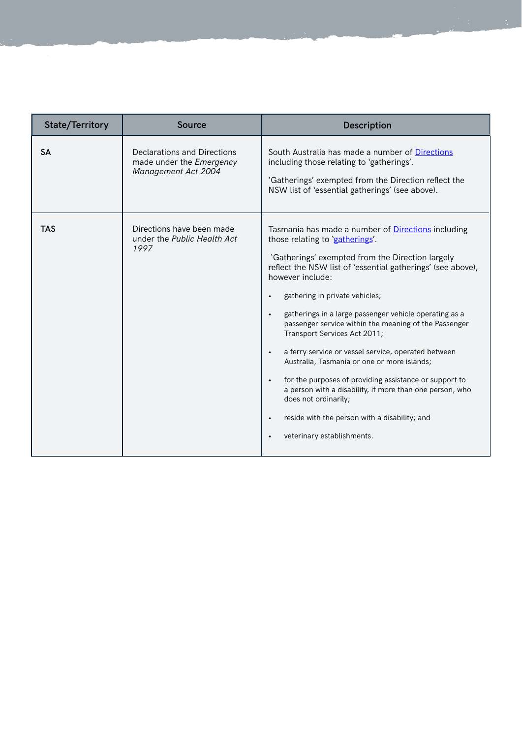| State/Territory | Source | Description |
| --- | --- | --- |
| **SA** | Declarations and Directions made under the *Emergency Management Act 2004* | South Australia has made a number of [Directions](#) including those relating to 'gatherings'.<br><br>'Gatherings' exempted from the Direction reflect the NSW list of 'essential gatherings' (see above). |
| **TAS** | Directions have been made under the *Public Health Act 1997* | Tasmania has made a number of [Directions](#) including those relating to '[gatherings](#)'.<br><br>'Gatherings' exempted from the Direction largely reflect the NSW list of 'essential gatherings' (see above), however include:<br><br>• gathering in private vehicles;<br>• gatherings in a large passenger vehicle operating as a passenger service within the meaning of the Passenger Transport Services Act 2011;<br>• a ferry service or vessel service, operated between Australia, Tasmania or one or more islands;<br>• for the purposes of providing assistance or support to a person with a disability, if more than one person, who does not ordinarily;<br>• reside with the person with a disability; and<br>• veterinary establishments. |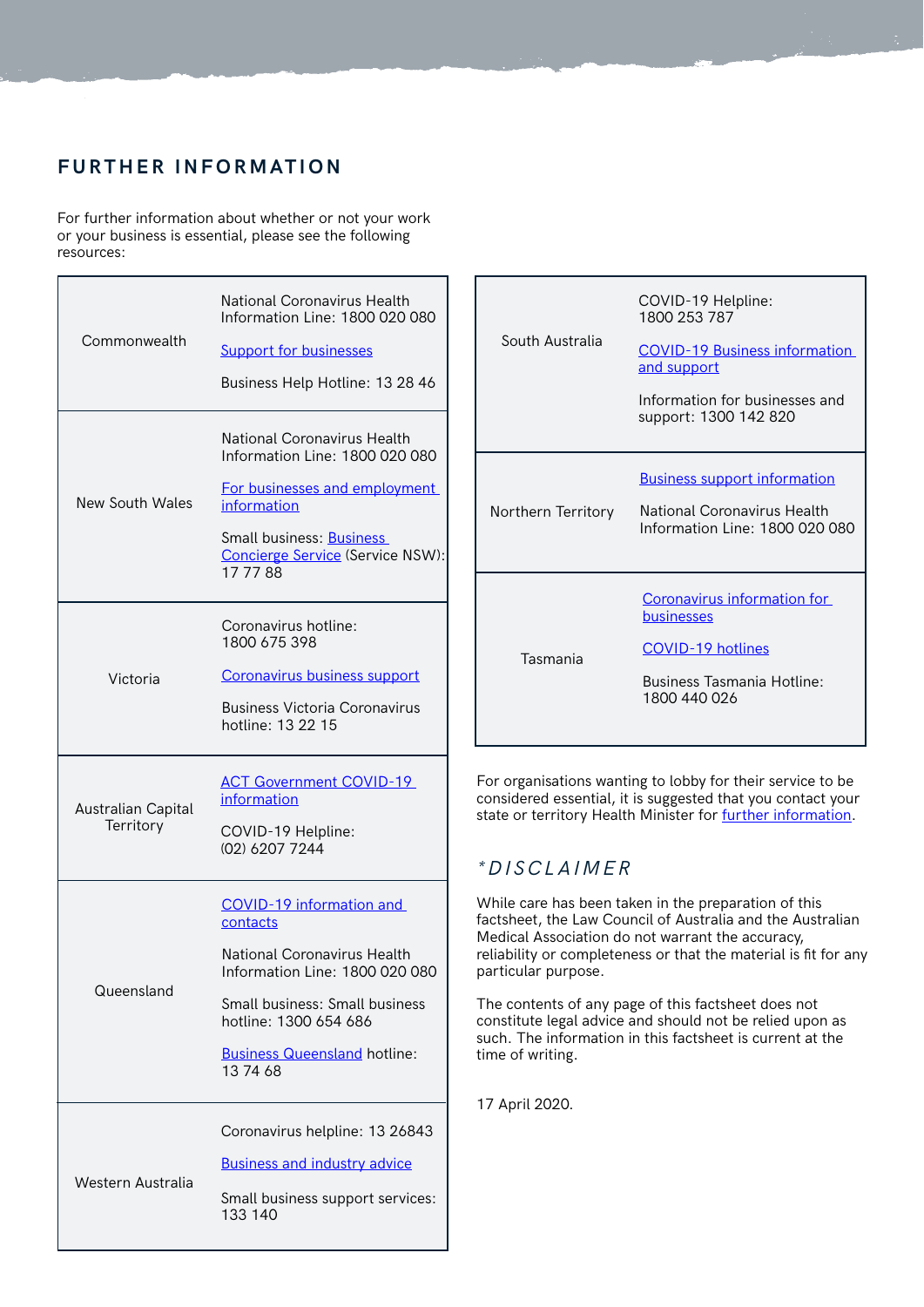## FURTHER INFORMATION

For further information about whether or not your work or your business is essential, please see the following resources:

| | |
|---|---|
| Commonwealth | National Coronavirus Health Information Line: 1800 020 080<br><br>Support for businesses<br><br>Business Help Hotline: 13 28 46 |
| New South Wales | National Coronavirus Health Information Line: 1800 020 080<br><br>For businesses and employment information<br><br>Small business: Business Concierge Service (Service NSW): 17 77 88 |
| Victoria | Coronavirus hotline: 1800 675 398<br><br>Coronavirus business support<br><br>Business Victoria Coronavirus hotline: 13 22 15 |
| Australian Capital Territory | ACT Government COVID-19 information<br><br>COVID-19 Helpline: (02) 6207 7244 |
| Queensland | COVID-19 information and contacts<br><br>National Coronavirus Health Information Line: 1800 020 080<br><br>Small business: Small business hotline: 1300 654 686<br><br>Business Queensland hotline: 13 74 68 |
| Western Australia | Coronavirus helpline: 13 26843<br><br>Business and industry advice<br><br>Small business support services: 133 140 |
| South Australia | COVID-19 Helpline: 1800 253 787<br><br>COVID-19 Business information and support<br><br>Information for businesses and support: 1300 142 820 |
| Northern Territory | Business support information<br><br>National Coronavirus Health Information Line: 1800 020 080 |
| Tasmania | Coronavirus information for businesses<br><br>COVID-19 hotlines<br><br>Business Tasmania Hotline: 1800 440 026 |

For organisations wanting to lobby for their service to be considered essential, it is suggested that you contact your state or territory Health Minister for further information.

### *DISCLAIMER

While care has been taken in the preparation of this factsheet, the Law Council of Australia and the Australian Medical Association do not warrant the accuracy, reliability or completeness or that the material is fit for any particular purpose.

The contents of any page of this factsheet does not constitute legal advice and should not be relied upon as such. The information in this factsheet is current at the time of writing.

17 April 2020.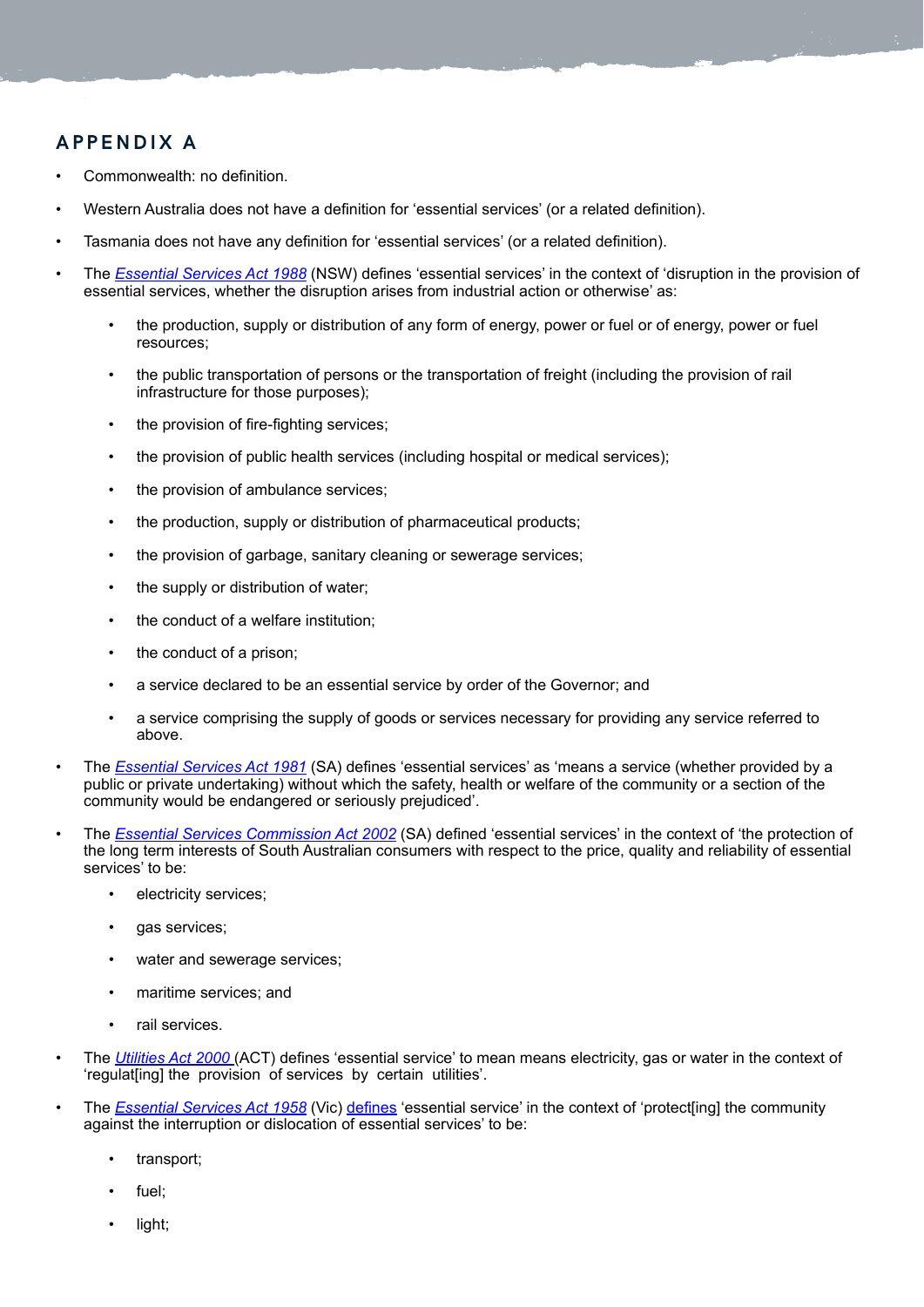## APPENDIX A

- Commonwealth: no definition.
- Western Australia does not have a definition for 'essential services' (or a related definition).
- Tasmania does not have any definition for 'essential services' (or a related definition).
- The *Essential Services Act 1988* (NSW) defines 'essential services' in the context of 'disruption in the provision of essential services, whether the disruption arises from industrial action or otherwise' as:
    - the production, supply or distribution of any form of energy, power or fuel or of energy, power or fuel resources;
    - the public transportation of persons or the transportation of freight (including the provision of rail infrastructure for those purposes);
    - the provision of fire-fighting services;
    - the provision of public health services (including hospital or medical services);
    - the provision of ambulance services;
    - the production, supply or distribution of pharmaceutical products;
    - the provision of garbage, sanitary cleaning or sewerage services;
    - the supply or distribution of water;
    - the conduct of a welfare institution;
    - the conduct of a prison;
    - a service declared to be an essential service by order of the Governor; and
    - a service comprising the supply of goods or services necessary for providing any service referred to above.
- The *Essential Services Act 1981* (SA) defines 'essential services' as 'means a service (whether provided by a public or private undertaking) without which the safety, health or welfare of the community or a section of the community would be endangered or seriously prejudiced'.
- The *Essential Services Commission Act 2002* (SA) defined 'essential services' in the context of 'the protection of the long term interests of South Australian consumers with respect to the price, quality and reliability of essential services' to be:
    - electricity services;
    - gas services;
    - water and sewerage services;
    - maritime services; and
    - rail services.
- The *Utilities Act 2000* (ACT) defines 'essential service' to mean means electricity, gas or water in the context of 'regulat[ing] the provision of services by certain utilities'.
- The *Essential Services Act 1958* (Vic) defines 'essential service' in the context of 'protect[ing] the community against the interruption or dislocation of essential services' to be:
    - transport;
    - fuel;
    - light;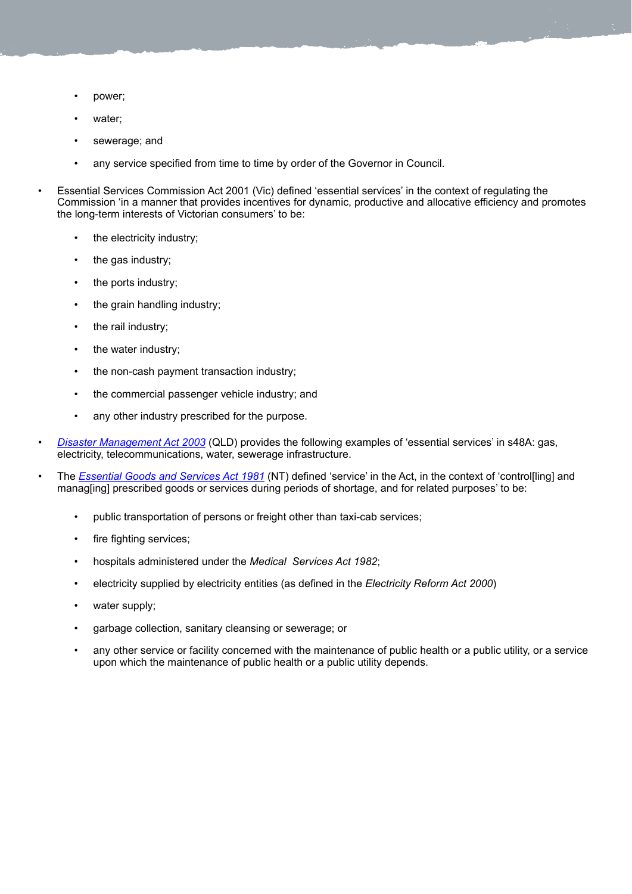- power;
    - water;
    - sewerage; and
    - any service specified from time to time by order of the Governor in Council.

- Essential Services Commission Act 2001 (Vic) defined 'essential services' in the context of regulating the Commission 'in a manner that provides incentives for dynamic, productive and allocative efficiency and promotes the long-term interests of Victorian consumers' to be:
    - the electricity industry;
    - the gas industry;
    - the ports industry;
    - the grain handling industry;
    - the rail industry;
    - the water industry;
    - the non-cash payment transaction industry;
    - the commercial passenger vehicle industry; and
    - any other industry prescribed for the purpose.

- *Disaster Management Act 2003* (QLD) provides the following examples of 'essential services' in s48A: gas, electricity, telecommunications, water, sewerage infrastructure.

- The *Essential Goods and Services Act 1981* (NT) defined 'service' in the Act, in the context of 'control[ling] and manag[ing] prescribed goods or services during periods of shortage, and for related purposes' to be:
    - public transportation of persons or freight other than taxi-cab services;
    - fire fighting services;
    - hospitals administered under the *Medical Services Act 1982*;
    - electricity supplied by electricity entities (as defined in the *Electricity Reform Act 2000*)
    - water supply;
    - garbage collection, sanitary cleansing or sewerage; or
    - any other service or facility concerned with the maintenance of public health or a public utility, or a service upon which the maintenance of public health or a public utility depends.